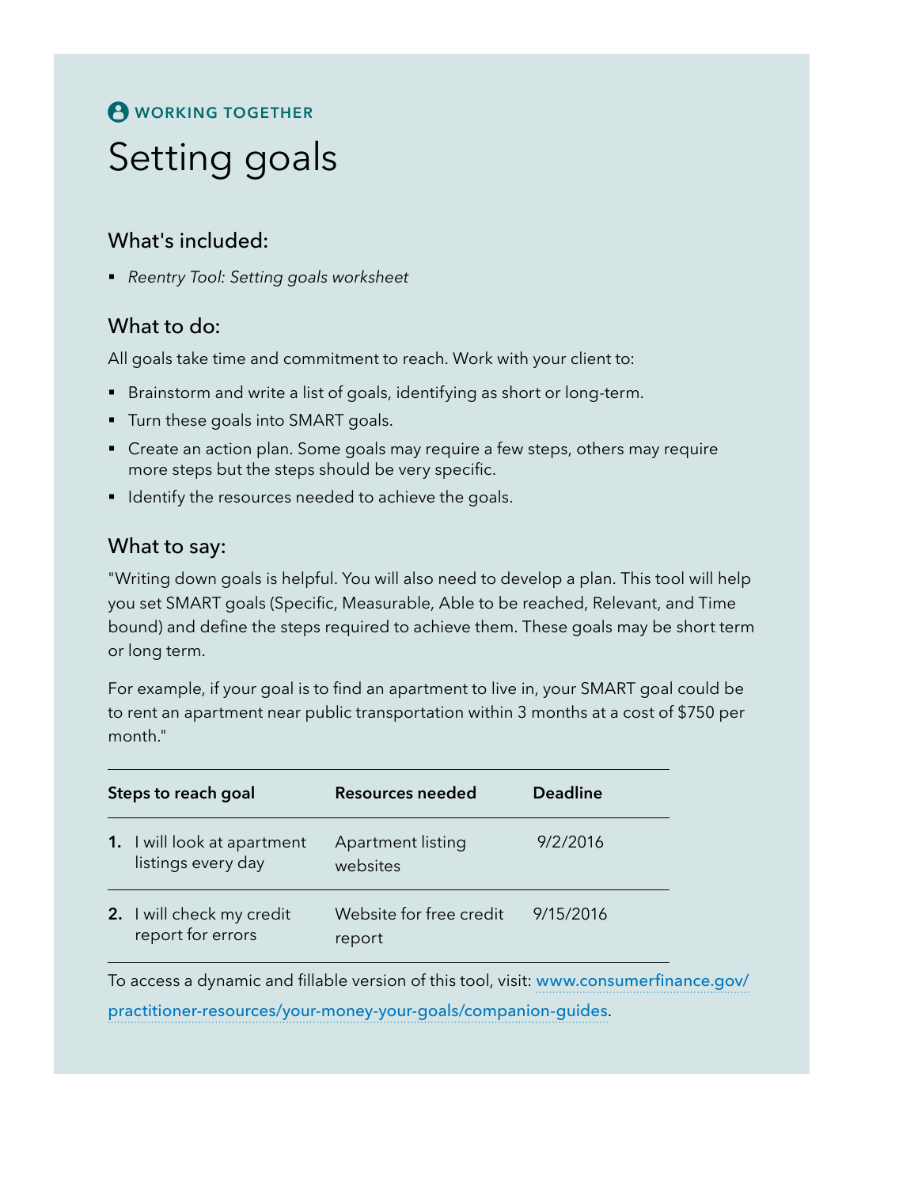WORKING TOGETHER

# Setting goals

## What's included:

- *Reentry Tool: Setting goals worksheet*

## What to do:

All goals take time and commitment to reach. Work with your client to:

- Brainstorm and write a list of goals, identifying as short or long-term.
- Turn these goals into SMART goals.
- Create an action plan. Some goals may require a few steps, others may require more steps but the steps should be very specific.
- Identify the resources needed to achieve the goals.

## What to say:

"Writing down goals is helpful. You will also need to develop a plan. This tool will help you set SMART goals (Specific, Measurable, Able to be reached, Relevant, and Time bound) and define the steps required to achieve them. These goals may be short term or long term.

For example, if your goal is to find an apartment to live in, your SMART goal could be to rent an apartment near public transportation within 3 months at a cost of $750 per month."

| Steps to reach goal | Resources needed | Deadline |
|---|---|---|
| **1.** I will look at apartment listings every day | Apartment listing websites | 9/2/2016 |
| **2.** I will check my credit report for errors | Website for free credit report | 9/15/2016 |

To access a dynamic and fillable version of this tool, visit: www.consumerfinance.gov/practitioner-resources/your-money-your-goals/companion-guides.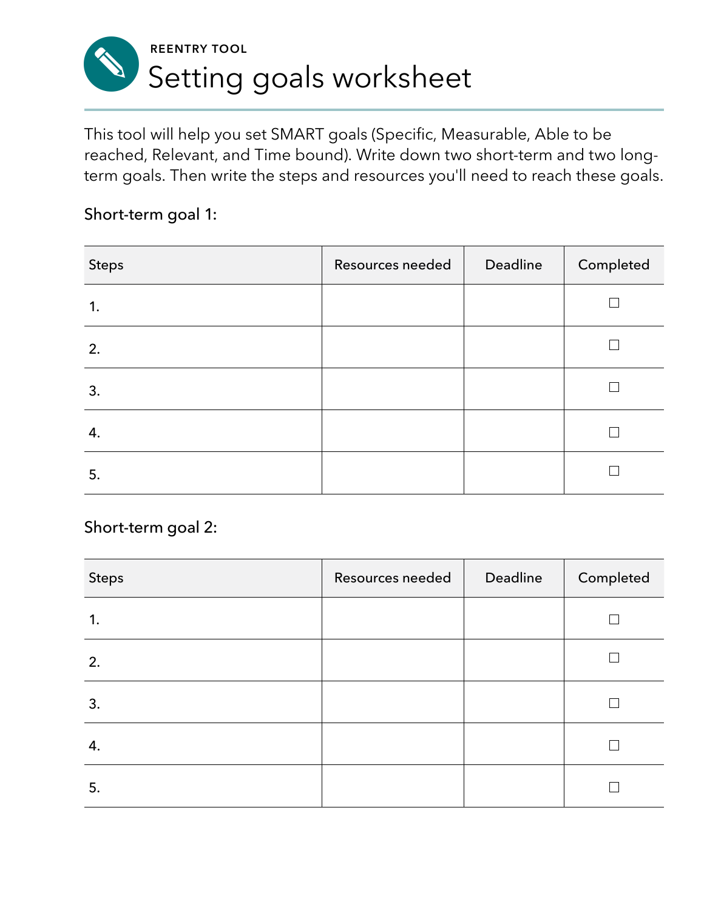REENTRY TOOL

# Setting goals worksheet

This tool will help you set SMART goals (Specific, Measurable, Able to be reached, Relevant, and Time bound). Write down two short-term and two long-term goals. Then write the steps and resources you'll need to reach these goals.

Short-term goal 1:

| Steps | Resources needed | Deadline | Completed |
|---|---|---|---|
| 1. | | | ☐ |
| 2. | | | ☐ |
| 3. | | | ☐ |
| 4. | | | ☐ |
| 5. | | | ☐ |

Short-term goal 2:

| Steps | Resources needed | Deadline | Completed |
|---|---|---|---|
| 1. | | | ☐ |
| 2. | | | ☐ |
| 3. | | | ☐ |
| 4. | | | ☐ |
| 5. | | | ☐ |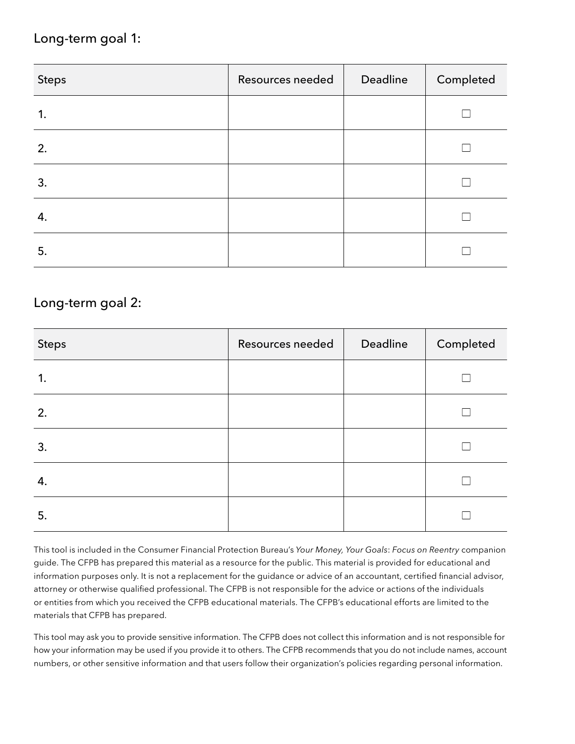## Long-term goal 1:

| Steps | Resources needed | Deadline | Completed |
|---|---|---|---|
| 1. | | | ☐ |
| 2. | | | ☐ |
| 3. | | | ☐ |
| 4. | | | ☐ |
| 5. | | | ☐ |

## Long-term goal 2:

| Steps | Resources needed | Deadline | Completed |
|---|---|---|---|
| 1. | | | ☐ |
| 2. | | | ☐ |
| 3. | | | ☐ |
| 4. | | | ☐ |
| 5. | | | ☐ |

This tool is included in the Consumer Financial Protection Bureau's *Your Money, Your Goals*: *Focus on Reentry* companion guide. The CFPB has prepared this material as a resource for the public. This material is provided for educational and information purposes only. It is not a replacement for the guidance or advice of an accountant, certified financial advisor, attorney or otherwise qualified professional. The CFPB is not responsible for the advice or actions of the individuals or entities from which you received the CFPB educational materials. The CFPB's educational efforts are limited to the materials that CFPB has prepared.

This tool may ask you to provide sensitive information. The CFPB does not collect this information and is not responsible for how your information may be used if you provide it to others. The CFPB recommends that you do not include names, account numbers, or other sensitive information and that users follow their organization's policies regarding personal information.